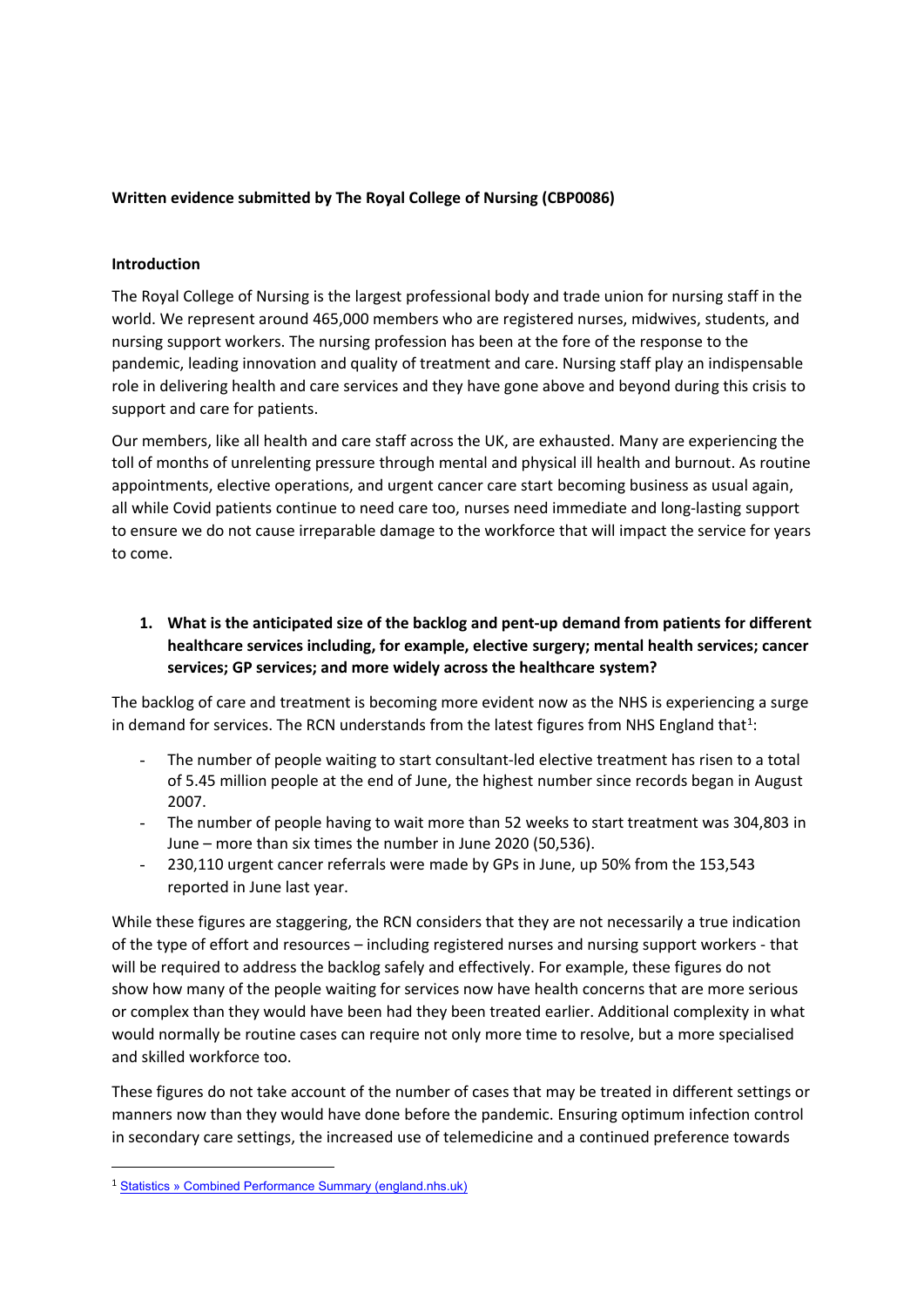**Written evidence submitted by The Royal College of Nursing (CBP0086)**

**Introduction**

The Royal College of Nursing is the largest professional body and trade union for nursing staff in the world. We represent around 465,000 members who are registered nurses, midwives, students, and nursing support workers. The nursing profession has been at the fore of the response to the pandemic, leading innovation and quality of treatment and care. Nursing staff play an indispensable role in delivering health and care services and they have gone above and beyond during this crisis to support and care for patients.

Our members, like all health and care staff across the UK, are exhausted. Many are experiencing the toll of months of unrelenting pressure through mental and physical ill health and burnout. As routine appointments, elective operations, and urgent cancer care start becoming business as usual again, all while Covid patients continue to need care too, nurses need immediate and long-lasting support to ensure we do not cause irreparable damage to the workforce that will impact the service for years to come.

1. **What is the anticipated size of the backlog and pent-up demand from patients for different healthcare services including, for example, elective surgery; mental health services; cancer services; GP services; and more widely across the healthcare system?**

The backlog of care and treatment is becoming more evident now as the NHS is experiencing a surge in demand for services. The RCN understands from the latest figures from NHS England that[1]:

- The number of people waiting to start consultant-led elective treatment has risen to a total of 5.45 million people at the end of June, the highest number since records began in August 2007.
- The number of people having to wait more than 52 weeks to start treatment was 304,803 in June – more than six times the number in June 2020 (50,536).
- 230,110 urgent cancer referrals were made by GPs in June, up 50% from the 153,543 reported in June last year.

While these figures are staggering, the RCN considers that they are not necessarily a true indication of the type of effort and resources – including registered nurses and nursing support workers - that will be required to address the backlog safely and effectively. For example, these figures do not show how many of the people waiting for services now have health concerns that are more serious or complex than they would have been had they been treated earlier. Additional complexity in what would normally be routine cases can require not only more time to resolve, but a more specialised and skilled workforce too.

These figures do not take account of the number of cases that may be treated in different settings or manners now than they would have done before the pandemic. Ensuring optimum infection control in secondary care settings, the increased use of telemedicine and a continued preference towards

---

[1] Statistics » Combined Performance Summary (england.nhs.uk)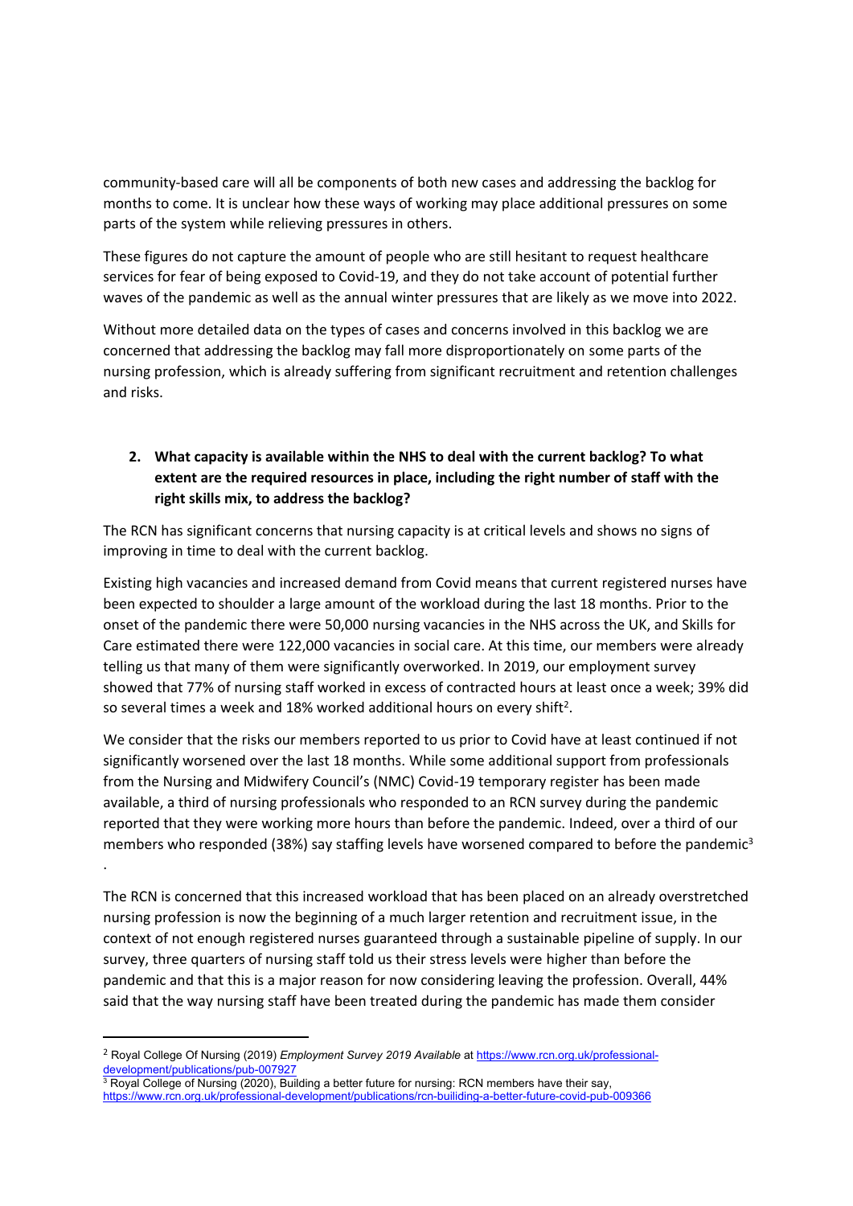community-based care will all be components of both new cases and addressing the backlog for months to come. It is unclear how these ways of working may place additional pressures on some parts of the system while relieving pressures in others.

These figures do not capture the amount of people who are still hesitant to request healthcare services for fear of being exposed to Covid-19, and they do not take account of potential further waves of the pandemic as well as the annual winter pressures that are likely as we move into 2022.

Without more detailed data on the types of cases and concerns involved in this backlog we are concerned that addressing the backlog may fall more disproportionately on some parts of the nursing profession, which is already suffering from significant recruitment and retention challenges and risks.

2. **What capacity is available within the NHS to deal with the current backlog? To what extent are the required resources in place, including the right number of staff with the right skills mix, to address the backlog?**

The RCN has significant concerns that nursing capacity is at critical levels and shows no signs of improving in time to deal with the current backlog.

Existing high vacancies and increased demand from Covid means that current registered nurses have been expected to shoulder a large amount of the workload during the last 18 months. Prior to the onset of the pandemic there were 50,000 nursing vacancies in the NHS across the UK, and Skills for Care estimated there were 122,000 vacancies in social care. At this time, our members were already telling us that many of them were significantly overworked. In 2019, our employment survey showed that 77% of nursing staff worked in excess of contracted hours at least once a week; 39% did so several times a week and 18% worked additional hours on every shift[2].

We consider that the risks our members reported to us prior to Covid have at least continued if not significantly worsened over the last 18 months. While some additional support from professionals from the Nursing and Midwifery Council's (NMC) Covid-19 temporary register has been made available, a third of nursing professionals who responded to an RCN survey during the pandemic reported that they were working more hours than before the pandemic. Indeed, over a third of our members who responded (38%) say staffing levels have worsened compared to before the pandemic[3].

The RCN is concerned that this increased workload that has been placed on an already overstretched nursing profession is now the beginning of a much larger retention and recruitment issue, in the context of not enough registered nurses guaranteed through a sustainable pipeline of supply. In our survey, three quarters of nursing staff told us their stress levels were higher than before the pandemic and that this is a major reason for now considering leaving the profession. Overall, 44% said that the way nursing staff have been treated during the pandemic has made them consider

---

[2] Royal College Of Nursing (2019) *Employment Survey 2019 Available* at https://www.rcn.org.uk/professional-development/publications/pub-007927

[3] Royal College of Nursing (2020), Building a better future for nursing: RCN members have their say, https://www.rcn.org.uk/professional-development/publications/rcn-builiding-a-better-future-covid-pub-009366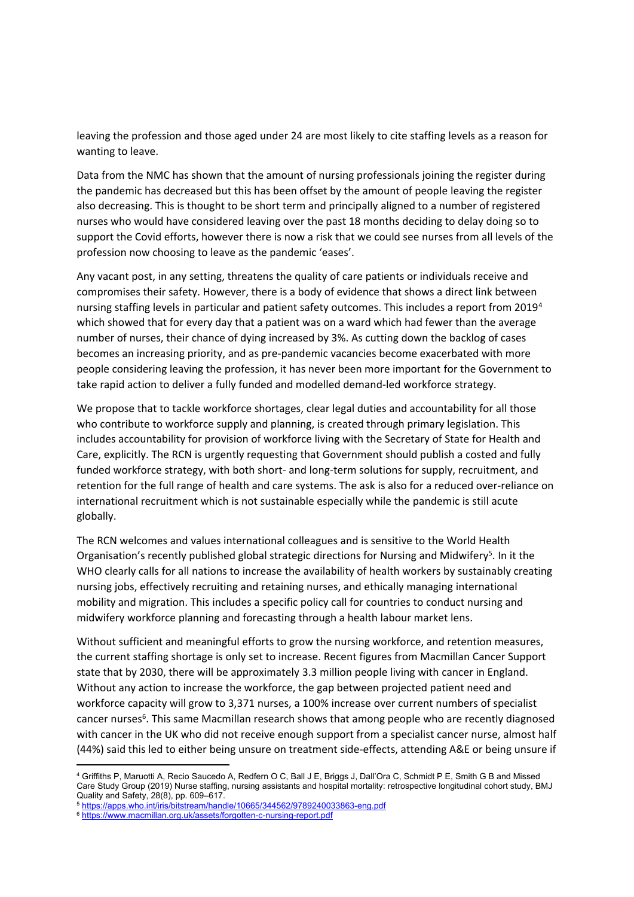leaving the profession and those aged under 24 are most likely to cite staffing levels as a reason for wanting to leave.

Data from the NMC has shown that the amount of nursing professionals joining the register during the pandemic has decreased but this has been offset by the amount of people leaving the register also decreasing. This is thought to be short term and principally aligned to a number of registered nurses who would have considered leaving over the past 18 months deciding to delay doing so to support the Covid efforts, however there is now a risk that we could see nurses from all levels of the profession now choosing to leave as the pandemic 'eases'.

Any vacant post, in any setting, threatens the quality of care patients or individuals receive and compromises their safety. However, there is a body of evidence that shows a direct link between nursing staffing levels in particular and patient safety outcomes. This includes a report from 2019[4] which showed that for every day that a patient was on a ward which had fewer than the average number of nurses, their chance of dying increased by 3%. As cutting down the backlog of cases becomes an increasing priority, and as pre-pandemic vacancies become exacerbated with more people considering leaving the profession, it has never been more important for the Government to take rapid action to deliver a fully funded and modelled demand-led workforce strategy.

We propose that to tackle workforce shortages, clear legal duties and accountability for all those who contribute to workforce supply and planning, is created through primary legislation. This includes accountability for provision of workforce living with the Secretary of State for Health and Care, explicitly. The RCN is urgently requesting that Government should publish a costed and fully funded workforce strategy, with both short- and long-term solutions for supply, recruitment, and retention for the full range of health and care systems. The ask is also for a reduced over-reliance on international recruitment which is not sustainable especially while the pandemic is still acute globally.

The RCN welcomes and values international colleagues and is sensitive to the World Health Organisation's recently published global strategic directions for Nursing and Midwifery[5]. In it the WHO clearly calls for all nations to increase the availability of health workers by sustainably creating nursing jobs, effectively recruiting and retaining nurses, and ethically managing international mobility and migration. This includes a specific policy call for countries to conduct nursing and midwifery workforce planning and forecasting through a health labour market lens.

Without sufficient and meaningful efforts to grow the nursing workforce, and retention measures, the current staffing shortage is only set to increase. Recent figures from Macmillan Cancer Support state that by 2030, there will be approximately 3.3 million people living with cancer in England. Without any action to increase the workforce, the gap between projected patient need and workforce capacity will grow to 3,371 nurses, a 100% increase over current numbers of specialist cancer nurses[6]. This same Macmillan research shows that among people who are recently diagnosed with cancer in the UK who did not receive enough support from a specialist cancer nurse, almost half (44%) said this led to either being unsure on treatment side-effects, attending A&E or being unsure if

---

[4] Griffiths P, Maruotti A, Recio Saucedo A, Redfern O C, Ball J E, Briggs J, Dall'Ora C, Schmidt P E, Smith G B and Missed Care Study Group (2019) Nurse staffing, nursing assistants and hospital mortality: retrospective longitudinal cohort study, BMJ Quality and Safety, 28(8), pp. 609–617.

[5] https://apps.who.int/iris/bitstream/handle/10665/344562/9789240033863-eng.pdf

[6] https://www.macmillan.org.uk/assets/forgotten-c-nursing-report.pdf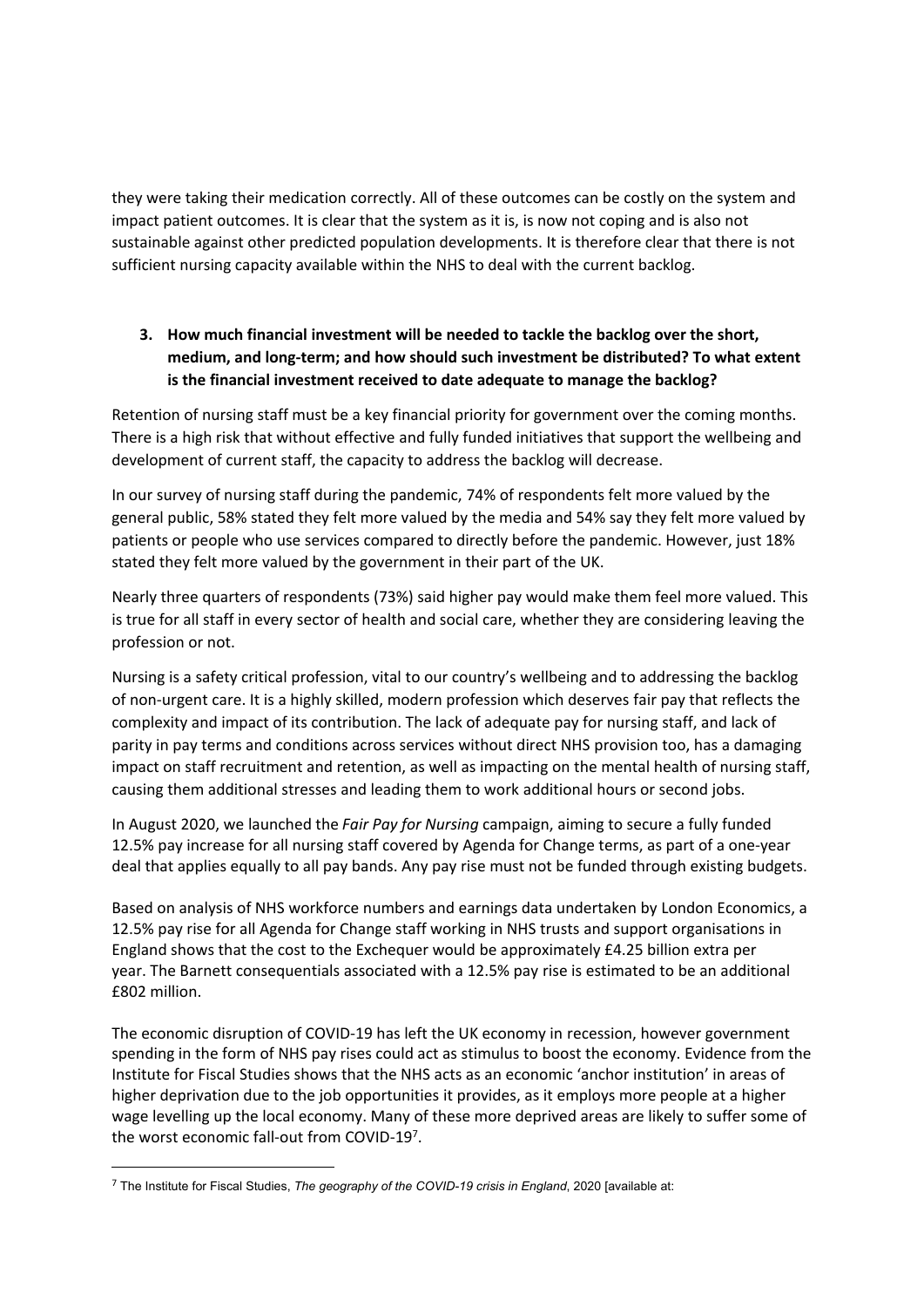they were taking their medication correctly. All of these outcomes can be costly on the system and impact patient outcomes. It is clear that the system as it is, is now not coping and is also not sustainable against other predicted population developments. It is therefore clear that there is not sufficient nursing capacity available within the NHS to deal with the current backlog.

3. **How much financial investment will be needed to tackle the backlog over the short, medium, and long-term; and how should such investment be distributed? To what extent is the financial investment received to date adequate to manage the backlog?**

Retention of nursing staff must be a key financial priority for government over the coming months. There is a high risk that without effective and fully funded initiatives that support the wellbeing and development of current staff, the capacity to address the backlog will decrease.

In our survey of nursing staff during the pandemic, 74% of respondents felt more valued by the general public, 58% stated they felt more valued by the media and 54% say they felt more valued by patients or people who use services compared to directly before the pandemic. However, just 18% stated they felt more valued by the government in their part of the UK.

Nearly three quarters of respondents (73%) said higher pay would make them feel more valued. This is true for all staff in every sector of health and social care, whether they are considering leaving the profession or not.

Nursing is a safety critical profession, vital to our country's wellbeing and to addressing the backlog of non-urgent care. It is a highly skilled, modern profession which deserves fair pay that reflects the complexity and impact of its contribution. The lack of adequate pay for nursing staff, and lack of parity in pay terms and conditions across services without direct NHS provision too, has a damaging impact on staff recruitment and retention, as well as impacting on the mental health of nursing staff, causing them additional stresses and leading them to work additional hours or second jobs.

In August 2020, we launched the *Fair Pay for Nursing* campaign, aiming to secure a fully funded 12.5% pay increase for all nursing staff covered by Agenda for Change terms, as part of a one-year deal that applies equally to all pay bands. Any pay rise must not be funded through existing budgets.

Based on analysis of NHS workforce numbers and earnings data undertaken by London Economics, a 12.5% pay rise for all Agenda for Change staff working in NHS trusts and support organisations in England shows that the cost to the Exchequer would be approximately £4.25 billion extra per year. The Barnett consequentials associated with a 12.5% pay rise is estimated to be an additional £802 million.

The economic disruption of COVID-19 has left the UK economy in recession, however government spending in the form of NHS pay rises could act as stimulus to boost the economy. Evidence from the Institute for Fiscal Studies shows that the NHS acts as an economic 'anchor institution' in areas of higher deprivation due to the job opportunities it provides, as it employs more people at a higher wage levelling up the local economy. Many of these more deprived areas are likely to suffer some of the worst economic fall-out from COVID-19[7].

---

[7] The Institute for Fiscal Studies, *The geography of the COVID-19 crisis in England*, 2020 [available at: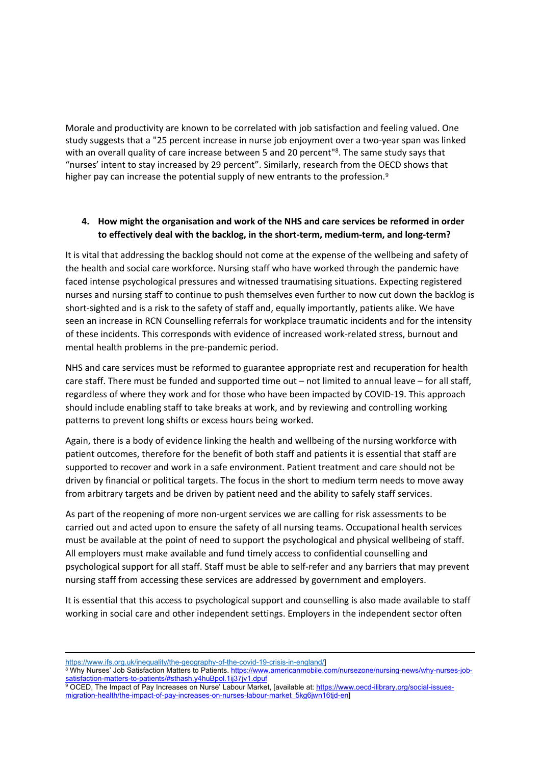Morale and productivity are known to be correlated with job satisfaction and feeling valued. One study suggests that a "25 percent increase in nurse job enjoyment over a two-year span was linked with an overall quality of care increase between 5 and 20 percent"[8]. The same study says that "nurses' intent to stay increased by 29 percent". Similarly, research from the OECD shows that higher pay can increase the potential supply of new entrants to the profession.[9]

**4. How might the organisation and work of the NHS and care services be reformed in order to effectively deal with the backlog, in the short-term, medium-term, and long-term?**

It is vital that addressing the backlog should not come at the expense of the wellbeing and safety of the health and social care workforce. Nursing staff who have worked through the pandemic have faced intense psychological pressures and witnessed traumatising situations. Expecting registered nurses and nursing staff to continue to push themselves even further to now cut down the backlog is short-sighted and is a risk to the safety of staff and, equally importantly, patients alike. We have seen an increase in RCN Counselling referrals for workplace traumatic incidents and for the intensity of these incidents. This corresponds with evidence of increased work-related stress, burnout and mental health problems in the pre-pandemic period.

NHS and care services must be reformed to guarantee appropriate rest and recuperation for health care staff. There must be funded and supported time out – not limited to annual leave – for all staff, regardless of where they work and for those who have been impacted by COVID-19. This approach should include enabling staff to take breaks at work, and by reviewing and controlling working patterns to prevent long shifts or excess hours being worked.

Again, there is a body of evidence linking the health and wellbeing of the nursing workforce with patient outcomes, therefore for the benefit of both staff and patients it is essential that staff are supported to recover and work in a safe environment. Patient treatment and care should not be driven by financial or political targets. The focus in the short to medium term needs to move away from arbitrary targets and be driven by patient need and the ability to safely staff services.

As part of the reopening of more non-urgent services we are calling for risk assessments to be carried out and acted upon to ensure the safety of all nursing teams. Occupational health services must be available at the point of need to support the psychological and physical wellbeing of staff. All employers must make available and fund timely access to confidential counselling and psychological support for all staff. Staff must be able to self-refer and any barriers that may prevent nursing staff from accessing these services are addressed by government and employers.

It is essential that this access to psychological support and counselling is also made available to staff working in social care and other independent settings. Employers in the independent sector often

---

https://www.ifs.org.uk/inequality/the-geography-of-the-covid-19-crisis-in-england/]

[8] Why Nurses' Job Satisfaction Matters to Patients. https://www.americanmobile.com/nursezone/nursing-news/why-nurses-job-satisfaction-matters-to-patients/#sthash.y4huBpol.1ij37jv1.dpuf

[9] OCED, The Impact of Pay Increases on Nurse' Labour Market, [available at: https://www.oecd-ilibrary.org/social-issues-migration-health/the-impact-of-pay-increases-on-nurses-labour-market_5kg6jwn16tjd-en]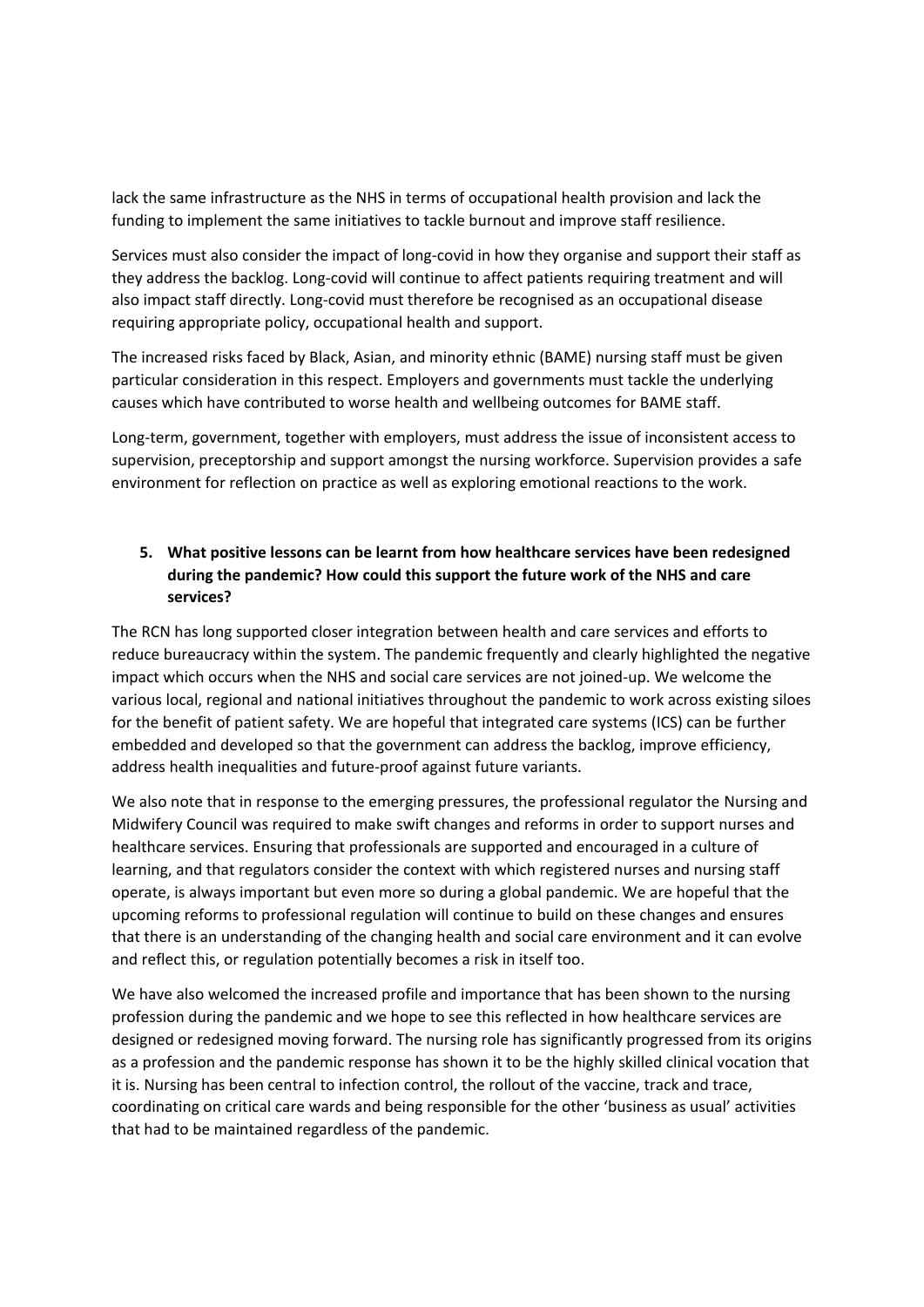lack the same infrastructure as the NHS in terms of occupational health provision and lack the funding to implement the same initiatives to tackle burnout and improve staff resilience.

Services must also consider the impact of long-covid in how they organise and support their staff as they address the backlog. Long-covid will continue to affect patients requiring treatment and will also impact staff directly. Long-covid must therefore be recognised as an occupational disease requiring appropriate policy, occupational health and support.

The increased risks faced by Black, Asian, and minority ethnic (BAME) nursing staff must be given particular consideration in this respect. Employers and governments must tackle the underlying causes which have contributed to worse health and wellbeing outcomes for BAME staff.

Long-term, government, together with employers, must address the issue of inconsistent access to supervision, preceptorship and support amongst the nursing workforce. Supervision provides a safe environment for reflection on practice as well as exploring emotional reactions to the work.

5. **What positive lessons can be learnt from how healthcare services have been redesigned during the pandemic? How could this support the future work of the NHS and care services?**

The RCN has long supported closer integration between health and care services and efforts to reduce bureaucracy within the system. The pandemic frequently and clearly highlighted the negative impact which occurs when the NHS and social care services are not joined-up. We welcome the various local, regional and national initiatives throughout the pandemic to work across existing siloes for the benefit of patient safety. We are hopeful that integrated care systems (ICS) can be further embedded and developed so that the government can address the backlog, improve efficiency, address health inequalities and future-proof against future variants.

We also note that in response to the emerging pressures, the professional regulator the Nursing and Midwifery Council was required to make swift changes and reforms in order to support nurses and healthcare services. Ensuring that professionals are supported and encouraged in a culture of learning, and that regulators consider the context with which registered nurses and nursing staff operate, is always important but even more so during a global pandemic. We are hopeful that the upcoming reforms to professional regulation will continue to build on these changes and ensures that there is an understanding of the changing health and social care environment and it can evolve and reflect this, or regulation potentially becomes a risk in itself too.

We have also welcomed the increased profile and importance that has been shown to the nursing profession during the pandemic and we hope to see this reflected in how healthcare services are designed or redesigned moving forward. The nursing role has significantly progressed from its origins as a profession and the pandemic response has shown it to be the highly skilled clinical vocation that it is. Nursing has been central to infection control, the rollout of the vaccine, track and trace, coordinating on critical care wards and being responsible for the other 'business as usual' activities that had to be maintained regardless of the pandemic.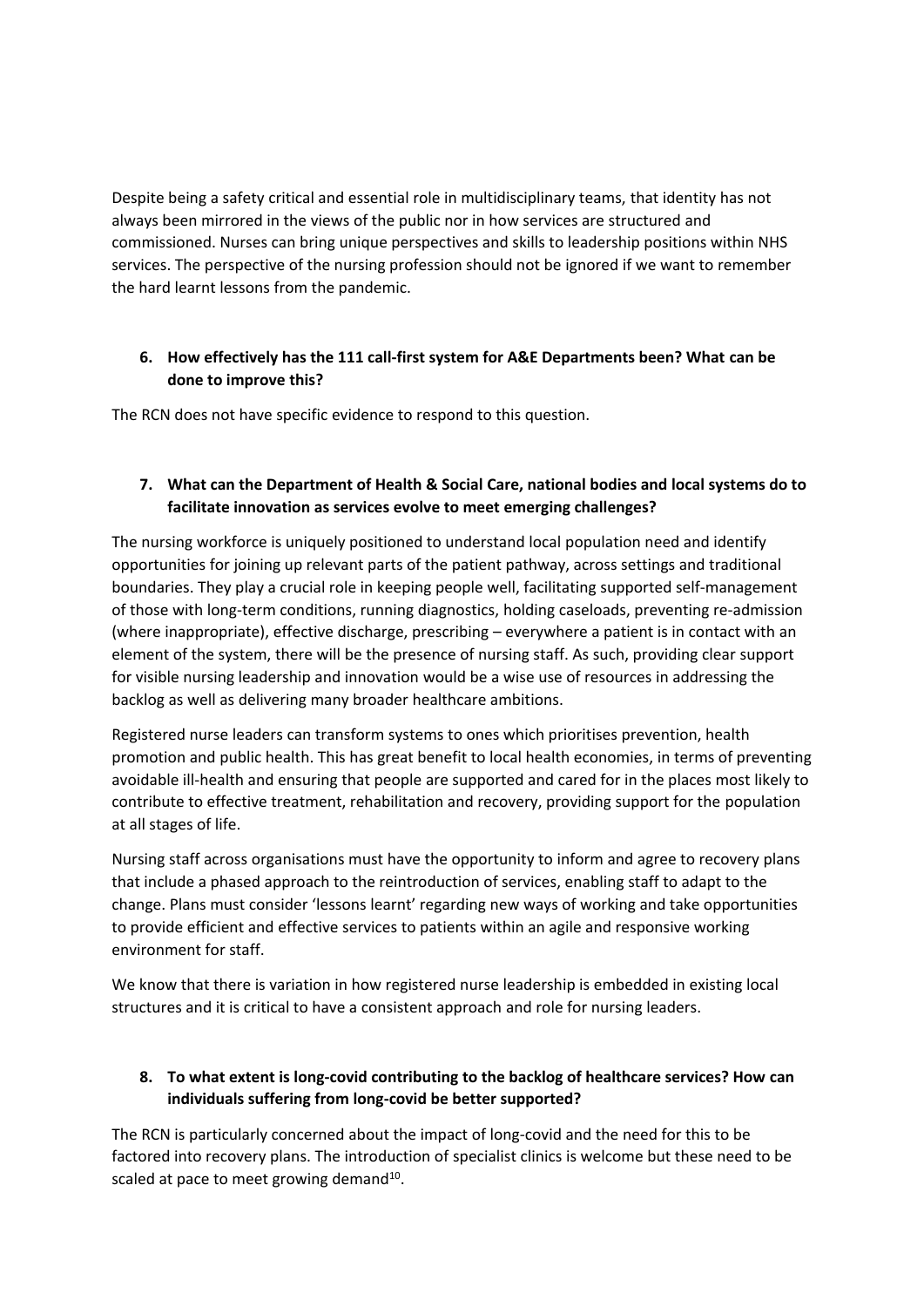Despite being a safety critical and essential role in multidisciplinary teams, that identity has not always been mirrored in the views of the public nor in how services are structured and commissioned. Nurses can bring unique perspectives and skills to leadership positions within NHS services. The perspective of the nursing profession should not be ignored if we want to remember the hard learnt lessons from the pandemic.

6. **How effectively has the 111 call-first system for A&E Departments been? What can be done to improve this?**

The RCN does not have specific evidence to respond to this question.

7. **What can the Department of Health & Social Care, national bodies and local systems do to facilitate innovation as services evolve to meet emerging challenges?**

The nursing workforce is uniquely positioned to understand local population need and identify opportunities for joining up relevant parts of the patient pathway, across settings and traditional boundaries. They play a crucial role in keeping people well, facilitating supported self-management of those with long-term conditions, running diagnostics, holding caseloads, preventing re-admission (where inappropriate), effective discharge, prescribing – everywhere a patient is in contact with an element of the system, there will be the presence of nursing staff. As such, providing clear support for visible nursing leadership and innovation would be a wise use of resources in addressing the backlog as well as delivering many broader healthcare ambitions.

Registered nurse leaders can transform systems to ones which prioritises prevention, health promotion and public health. This has great benefit to local health economies, in terms of preventing avoidable ill-health and ensuring that people are supported and cared for in the places most likely to contribute to effective treatment, rehabilitation and recovery, providing support for the population at all stages of life.

Nursing staff across organisations must have the opportunity to inform and agree to recovery plans that include a phased approach to the reintroduction of services, enabling staff to adapt to the change. Plans must consider 'lessons learnt' regarding new ways of working and take opportunities to provide efficient and effective services to patients within an agile and responsive working environment for staff.

We know that there is variation in how registered nurse leadership is embedded in existing local structures and it is critical to have a consistent approach and role for nursing leaders.

8. **To what extent is long-covid contributing to the backlog of healthcare services? How can individuals suffering from long-covid be better supported?**

The RCN is particularly concerned about the impact of long-covid and the need for this to be factored into recovery plans. The introduction of specialist clinics is welcome but these need to be scaled at pace to meet growing demand[10].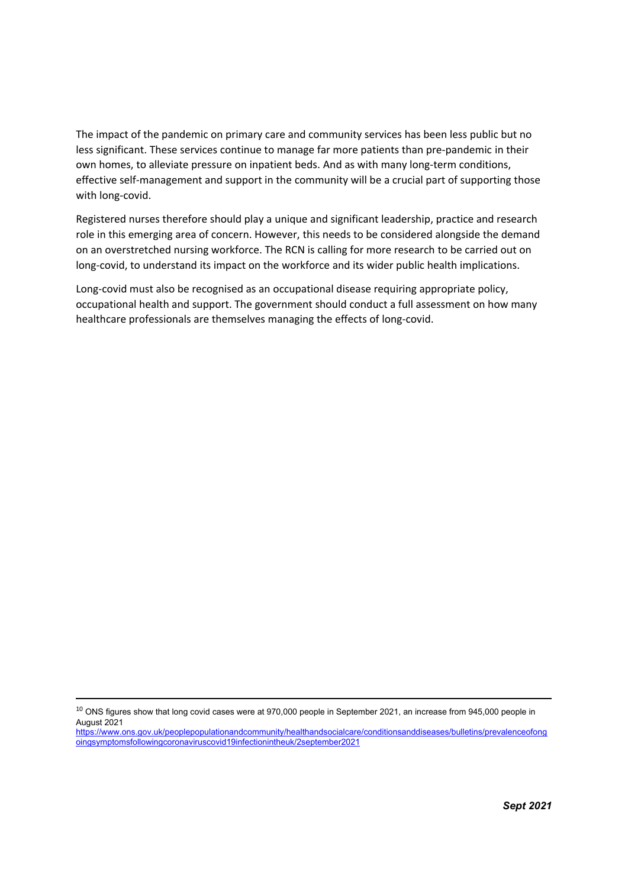The impact of the pandemic on primary care and community services has been less public but no less significant. These services continue to manage far more patients than pre-pandemic in their own homes, to alleviate pressure on inpatient beds. And as with many long-term conditions, effective self-management and support in the community will be a crucial part of supporting those with long-covid.

Registered nurses therefore should play a unique and significant leadership, practice and research role in this emerging area of concern. However, this needs to be considered alongside the demand on an overstretched nursing workforce. The RCN is calling for more research to be carried out on long-covid, to understand its impact on the workforce and its wider public health implications.

Long-covid must also be recognised as an occupational disease requiring appropriate policy, occupational health and support. The government should conduct a full assessment on how many healthcare professionals are themselves managing the effects of long-covid.

---

[10] ONS figures show that long covid cases were at 970,000 people in September 2021, an increase from 945,000 people in August 2021 https://www.ons.gov.uk/peoplepopulationandcommunity/healthandsocialcare/conditionsanddiseases/bulletins/prevalenceofongoingsymptomsfollowingcoronaviruscovid19infectionintheuk/2september2021

*Sept 2021*